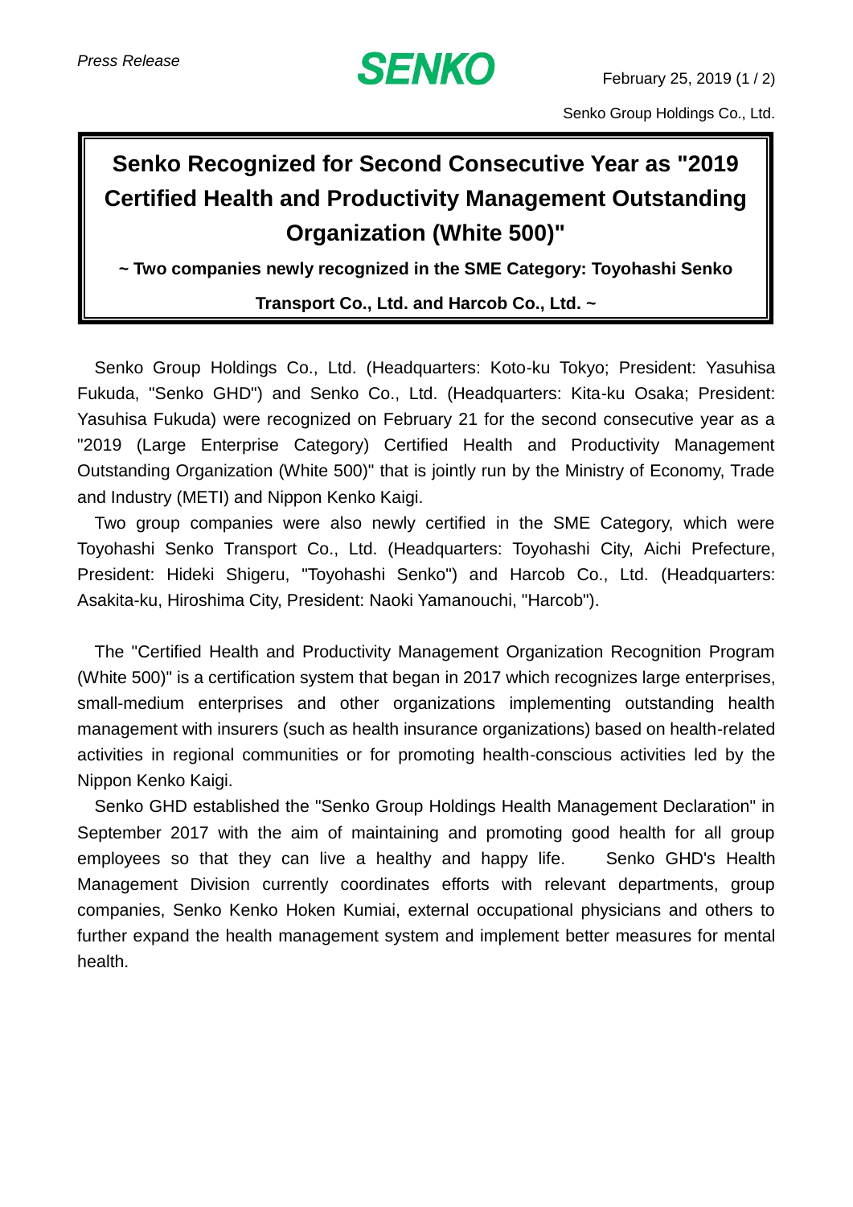*Press Release*

**SENKO**

February 25, 2019

Senko Group Holdings Co., Ltd.

# Senko Recognized for Second Consecutive Year as "2019 Certified Health and Productivity Management Outstanding Organization (White 500)"

**~ Two companies newly recognized in the SME Category: Toyohashi Senko Transport Co., Ltd. and Harcob Co., Ltd. ~**

Senko Group Holdings Co., Ltd. (Headquarters: Koto-ku Tokyo; President: Yasuhisa Fukuda, "Senko GHD") and Senko Co., Ltd. (Headquarters: Kita-ku Osaka; President: Yasuhisa Fukuda) were recognized on February 21 for the second consecutive year as a "2019 (Large Enterprise Category) Certified Health and Productivity Management Outstanding Organization (White 500)" that is jointly run by the Ministry of Economy, Trade and Industry (METI) and Nippon Kenko Kaigi.

Two group companies were also newly certified in the SME Category, which were Toyohashi Senko Transport Co., Ltd. (Headquarters: Toyohashi City, Aichi Prefecture, President: Hideki Shigeru, "Toyohashi Senko") and Harcob Co., Ltd. (Headquarters: Asakita-ku, Hiroshima City, President: Naoki Yamanouchi, "Harcob").

The "Certified Health and Productivity Management Organization Recognition Program (White 500)" is a certification system that began in 2017 which recognizes large enterprises, small-medium enterprises and other organizations implementing outstanding health management with insurers (such as health insurance organizations) based on health-related activities in regional communities or for promoting health-conscious activities led by the Nippon Kenko Kaigi.

Senko GHD established the "Senko Group Holdings Health Management Declaration" in September 2017 with the aim of maintaining and promoting good health for all group employees so that they can live a healthy and happy life. Senko GHD's Health Management Division currently coordinates efforts with relevant departments, group companies, Senko Kenko Hoken Kumiai, external occupational physicians and others to further expand the health management system and implement better measures for mental health.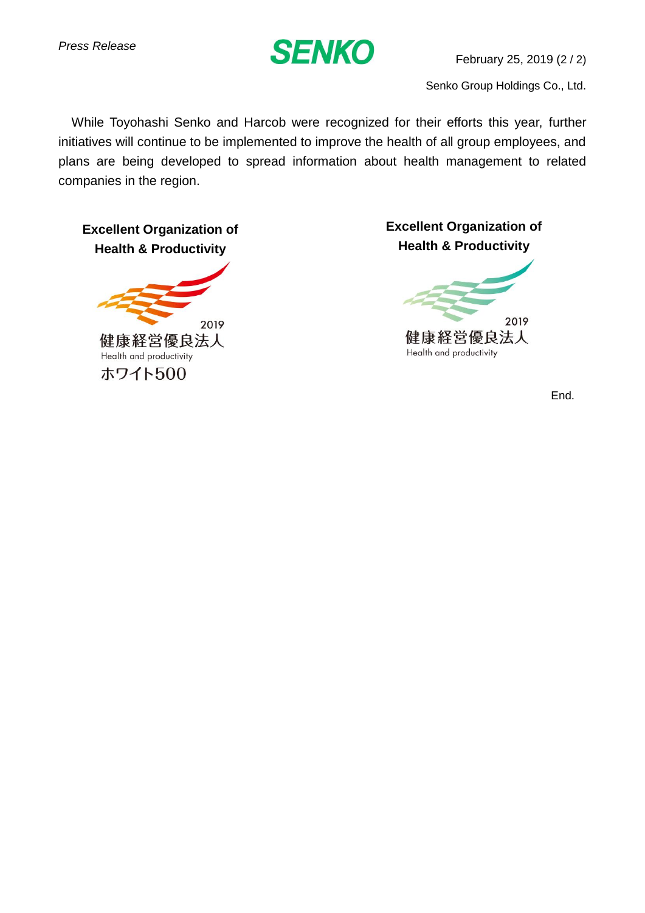While Toyohashi Senko and Harcob were recognized for their efforts this year, further initiatives will continue to be implemented to improve the health of all group employees, and plans are being developed to spread information about health management to related companies in the region.

**Excellent Organization of Health & Productivity**

2019
健康経営優良法人
Health and productivity
ホワイト500

**Excellent Organization of Health & Productivity**

2019
健康経営優良法人
Health and productivity

End.